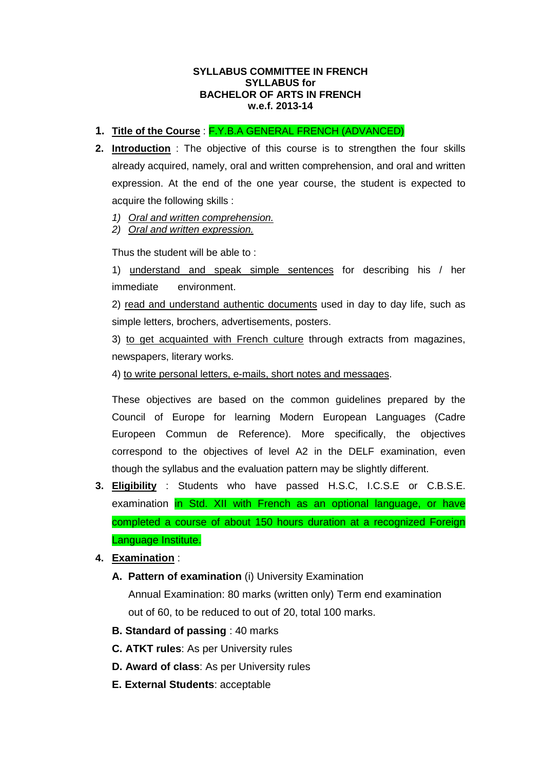**SYLLABUS COMMITTEE IN FRENCH**
**SYLLABUS for**
**BACHELOR OF ARTS IN FRENCH**
**w.e.f. 2013-14**

1. **Title of the Course** : F.Y.B.A GENERAL FRENCH (ADVANCED)

2. **Introduction** : The objective of this course is to strengthen the four skills already acquired, namely, oral and written comprehension, and oral and written expression. At the end of the one year course, the student is expected to acquire the following skills :

   1) *Oral and written comprehension.*
   2) *Oral and written expression.*

   Thus the student will be able to :

   1) understand and speak simple sentences for describing his / her immediate environment.

   2) read and understand authentic documents used in day to day life, such as simple letters, brochers, advertisements, posters.

   3) to get acquainted with French culture through extracts from magazines, newspapers, literary works.

   4) to write personal letters, e-mails, short notes and messages.

   These objectives are based on the common guidelines prepared by the Council of Europe for learning Modern European Languages (Cadre Europeen Commun de Reference). More specifically, the objectives correspond to the objectives of level A2 in the DELF examination, even though the syllabus and the evaluation pattern may be slightly different.

3. **Eligibility** : Students who have passed H.S.C, I.C.S.E or C.B.S.E. examination in Std. XII with French as an optional language, or have completed a course of about 150 hours duration at a recognized Foreign Language Institute.

4. **Examination** :

   **A. Pattern of examination** (i) University Examination

   Annual Examination: 80 marks (written only) Term end examination out of 60, to be reduced to out of 20, total 100 marks.

   **B. Standard of passing** : 40 marks

   **C. ATKT rules**: As per University rules

   **D. Award of class**: As per University rules

   **E. External Students**: acceptable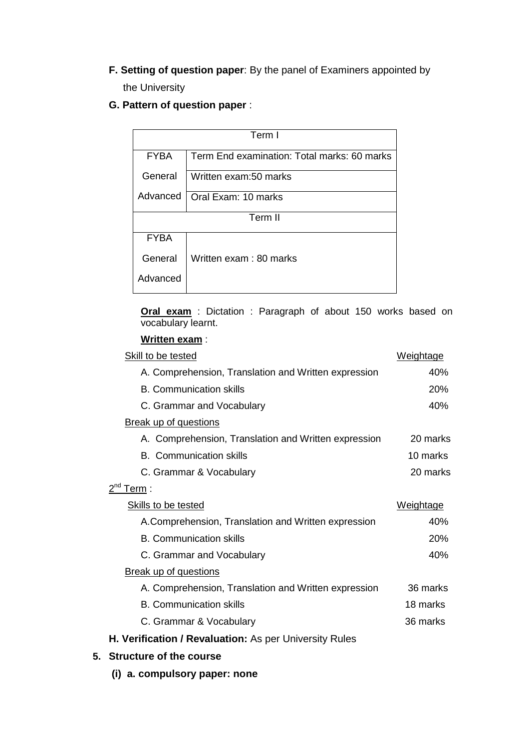**F. Setting of question paper**: By the panel of Examiners appointed by the University

**G. Pattern of question paper** :

| Term I | |
|---|---|
| FYBA | Term End examination: Total marks: 60 marks |
| General | Written exam:50 marks |
| Advanced | Oral Exam: 10 marks |
| **Term II** | |
| FYBA<br>General<br>Advanced | Written exam : 80 marks |

**Oral exam** : Dictation : Paragraph of about 150 works based on vocabulary learnt.

**Written exam** :

| Skill to be tested | Weightage |
|---|---|
| A. Comprehension, Translation and Written expression | 40% |
| B. Communication skills | 20% |
| C. Grammar and Vocabulary | 40% |

Break up of questions

| | |
|---|---|
| A. Comprehension, Translation and Written expression | 20 marks |
| B. Communication skills | 10 marks |
| C. Grammar & Vocabulary | 20 marks |

2nd Term :

| Skills to be tested | Weightage |
|---|---|
| A.Comprehension, Translation and Written expression | 40% |
| B. Communication skills | 20% |
| C. Grammar and Vocabulary | 40% |

Break up of questions

| | |
|---|---|
| A. Comprehension, Translation and Written expression | 36 marks |
| B. Communication skills | 18 marks |
| C. Grammar & Vocabulary | 36 marks |

**H. Verification / Revaluation:** As per University Rules

**5. Structure of the course**

**(i) a. compulsory paper: none**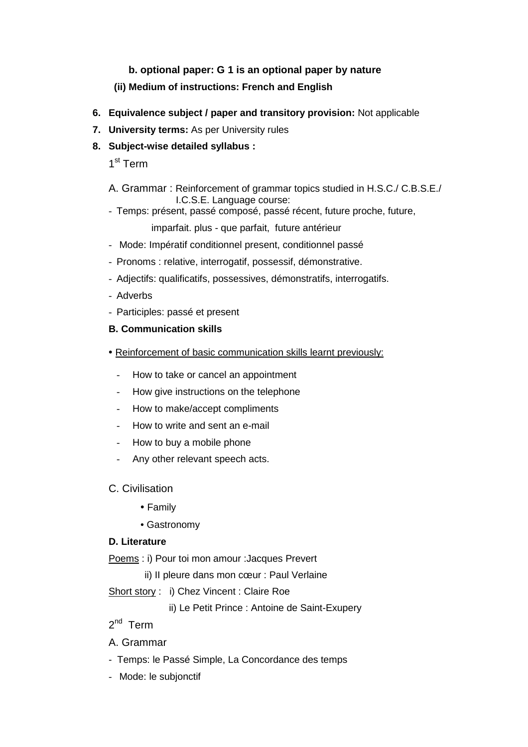**b. optional paper: G 1 is an optional paper by nature**

**(ii) Medium of instructions: French and English**

6. **Equivalence subject / paper and transitory provision:** Not applicable
7. **University terms:** As per University rules
8. **Subject-wise detailed syllabus :**

1st Term

A. Grammar : Reinforcement of grammar topics studied in H.S.C./ C.B.S.E./ I.C.S.E. Language course:

- Temps: présent, passé composé, passé récent, future proche, future, imparfait. plus - que parfait, future antérieur
- Mode: Impératif conditionnel present, conditionnel passé
- Pronoms : relative, interrogatif, possessif, démonstrative.
- Adjectifs: qualificatifs, possessives, démonstratifs, interrogatifs.
- Adverbs
- Participles: passé et present

**B. Communication skills**

• Reinforcement of basic communication skills learnt previously:

- How to take or cancel an appointment
- How give instructions on the telephone
- How to make/accept compliments
- How to write and sent an e-mail
- How to buy a mobile phone
- Any other relevant speech acts.

C. Civilisation

- Family
- Gastronomy

**D. Literature**

Poems : i) Pour toi mon amour :Jacques Prevert

ii) Il pleure dans mon cœur : Paul Verlaine

Short story : i) Chez Vincent : Claire Roe

ii) Le Petit Prince : Antoine de Saint-Exupery

2nd Term

A. Grammar

- Temps: le Passé Simple, La Concordance des temps
- Mode: le subjonctif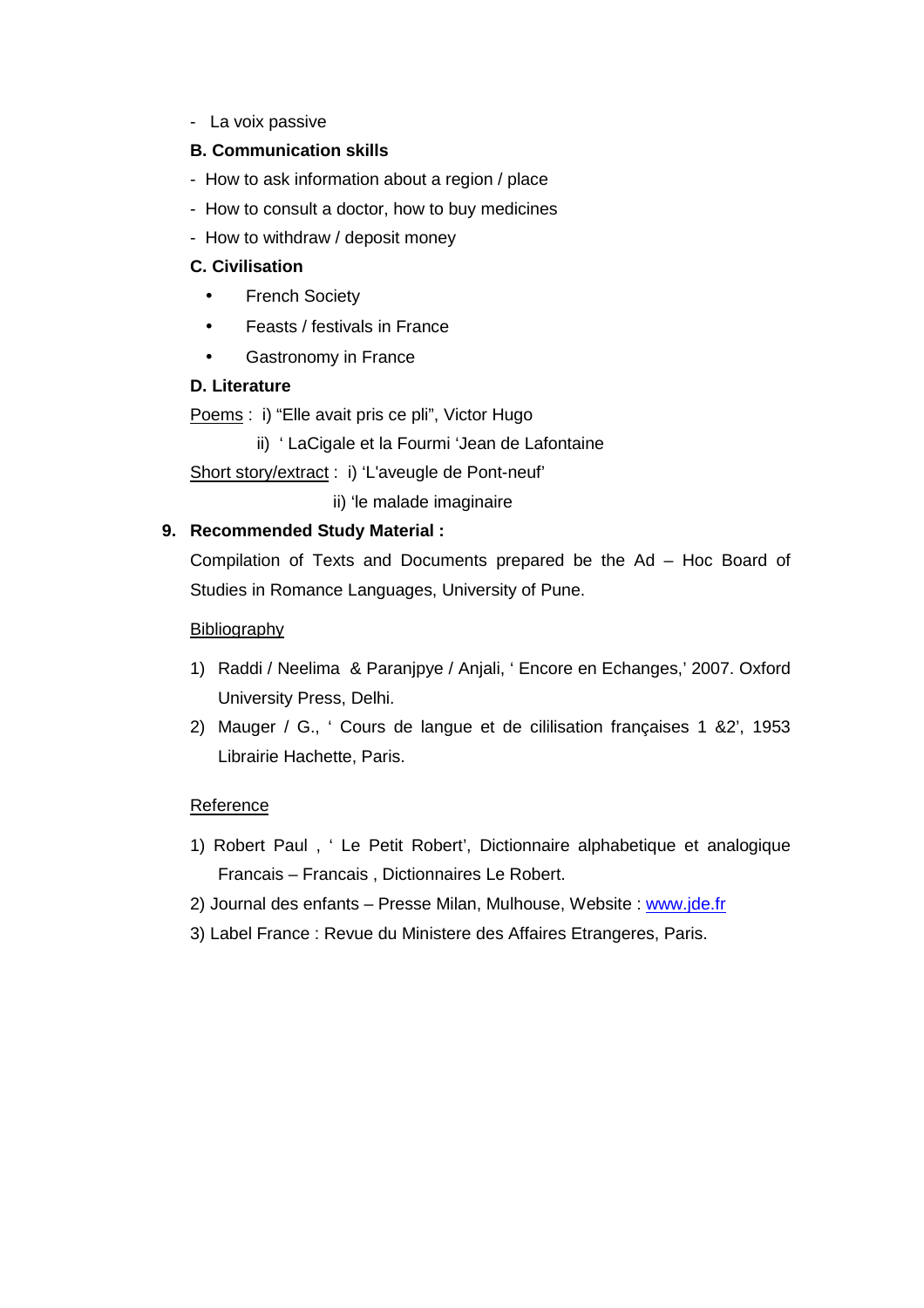- La voix passive

**B. Communication skills**

- How to ask information about a region / place
- How to consult a doctor, how to buy medicines
- How to withdraw / deposit money

**C. Civilisation**

- French Society
- Feasts / festivals in France
- Gastronomy in France

**D. Literature**

Poems : i) "Elle avait pris ce pli", Victor Hugo

ii) ' LaCigale et la Fourmi 'Jean de Lafontaine

Short story/extract : i) 'L'aveugle de Pont-neuf'

ii) 'le malade imaginaire

**9. Recommended Study Material :**

Compilation of Texts and Documents prepared be the Ad – Hoc Board of Studies in Romance Languages, University of Pune.

Bibliography

1) Raddi / Neelima & Paranjpye / Anjali, ' Encore en Echanges,' 2007. Oxford University Press, Delhi.
2) Mauger / G., ' Cours de langue et de cililisation françaises 1 &2', 1953 Librairie Hachette, Paris.

Reference

1) Robert Paul , ' Le Petit Robert', Dictionnaire alphabetique et analogique Francais – Francais , Dictionnaires Le Robert.
2) Journal des enfants – Presse Milan, Mulhouse, Website : www.jde.fr
3) Label France : Revue du Ministere des Affaires Etrangeres, Paris.